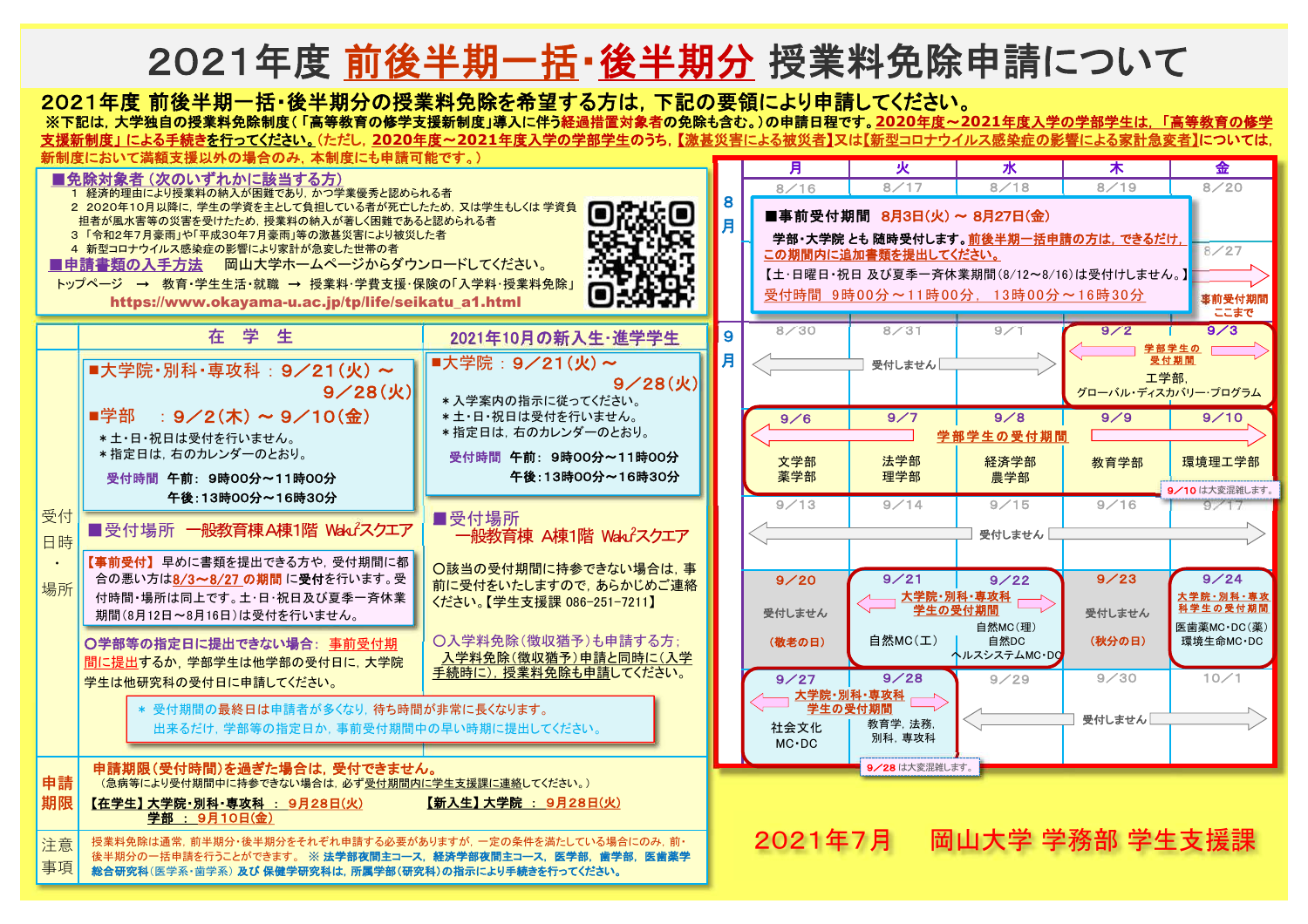# 2021年度 前後半期一括・後半期分 授業料免除申請について

**2021年度 前後半期一括・後半期分の授業料免除を希望する方は，下記の要領により申請してください。**

※下記は，大学独自の授業料免除制度（「高等教育の修学支援新制度」導入に伴う経過措置対象者の免除も含む。）の申請日程です。2020年度～2021年度入学の学部学生は，「高等教育の修学支援新制度」による手続きを行ってください。（ただし，2020年度～2021年度入学の学部学生のうち，【激甚災害による被災者】又は【新型コロナウイルス感染症の影響による家計急変者】については，新制度において満額支援以外の場合のみ，本制度にも申請可能です。）

## ■免除対象者（次のいずれかに該当する方）

1. 経済的理由により授業料の納入が困難であり，かつ学業優秀と認められる者
2. 2020年10月以降に，学生の学資を主として負担している者が死亡したため，又は学生もしくは 学資負担者が風水害等の災害を受けたため，授業料の納入が著しく困難であると認められる者
3. 「令和2年7月豪雨」や「平成30年7月豪雨」等の激甚災害により被災した者
4. 新型コロナウイルス感染症の影響により家計が急変した世帯の者

## ■申請書類の入手方法

岡山大学ホームページからダウンロードしてください。

トップページ → 教育・学生生活・就職 → 授業料・学費支援・保険の「入学料・授業料免除」

https://www.okayama-u.ac.jp/tp/life/seikatu_a1.html

## 受付日時・場所

### 在学生

**■大学院・別科・専攻科 ： 9／21（火） ～ 9／28（火）**

**■学部 ： 9／2（木） ～ 9／10（金）**

- ＊土・日・祝日は受付を行いません。
- ＊指定日は，右のカレンダーのとおり。

受付時間 午前： 9時00分～11時00分
午後：13時00分～16時30分

**■受付場所 一般教育棟A棟1階 Wakuスクエア**

【事前受付】 早めに書類を提出できる方や，受付期間に都合の悪い方は8/3～8/27 の期間 に受付を行います。受付時間・場所は同上です。土・日・祝日及び夏季一斉休業期間（8月12日～8月16日）は受付を行いません。

○学部等の指定日に提出できない場合： 事前受付期間に提出するか，学部学生は他学部の受付日に，大学院学生は他研究科の受付日に申請してください。

### 2021年10月の新入生・進学学生

**■大学院 ： 9／21（火） ～ 9／28（火）**

- ＊入学案内の指示に従ってください。
- ＊土・日・祝日は受付を行いません。
- ＊指定日は，右のカレンダーのとおり。

受付時間 午前： 9時00分～11時00分
午後：13時00分～16時30分

**■受付場所 一般教育棟 A棟1階 Wakuスクエア**

○該当の受付期間に持参できない場合は，事前に受付をいたしますので，あらかじめご連絡ください。【学生支援課 086-251-7211】

○入学料免除（徴収猶予）も申請する方： 入学料免除（徴収猶予）申請と同時に（入学手続時に），授業料免除も申請してください。

＊ 受付期間の最終日は申請者が多くなり，待ち時間が非常に長くなります。
出来るだけ，学部等の指定日か，事前受付期間中の早い時期に提出してください。

## 申請期限

**申請期限（受付時間）を過ぎた場合は，受付できません。**

（急病等により受付期間中に持参できない場合は，必ず受付期間内に学生支援課に連絡してください。）

【在学生】大学院・別科・専攻科 ： 9月28日(火)
学部 ： 9月10日(金)

【新入生】大学院 ： 9月28日(火)

## 注意事項

授業料免除は通常，前半期分・後半期分をそれぞれ申請する必要がありますが，一定の条件を満たしている場合にのみ，前・後半期分の一括申請を行うことができます。 ※ 法学部夜間主コース， 経済学部夜間主コース， 医学部， 歯学部， 医歯薬学総合研究科（医学系・歯学系） 及び 保健学研究科は，所属学部（研究科）の指示により手続きを行ってください。

## カレンダー

**8月**

| 月 | 火 | 水 | 木 | 金 |
|---|---|---|---|---|
| 8／16 | 8／17 | 8／18 | 8／19 | 8／20 |
| | | | | 8／27 |

■事前受付期間 8月3日(火) ～ 8月27日(金)

学部・大学院 とも 随時受付します。前後半期一括申請の方は，できるだけ，この期間内に追加書類を提出してください。

【土・日曜日・祝日 及び夏季一斉休業期間（8/12～8/16）は受付けしません。】

受付時間 9時00分～11時00分， 13時00分～16時30分

事前受付期間ここまで（8／27）

**9月**

| 月 | 火 | 水 | 木 | 金 |
|---|---|---|---|---|
| 8／30 受付しません | 8／31 受付しません | 9／1 受付しません | 9／2 学部学生の受付期間 工学部，グローバル・ディスカバリー・プログラム | 9／3 学部学生の受付期間 |
| 9／6 学部学生の受付期間 文学部 薬学部 | 9／7 学部学生の受付期間 法学部 理学部 | 9／8 学部学生の受付期間 経済学部 農学部 | 9／9 学部学生の受付期間 教育学部 | 9／10 学部学生の受付期間 環境理工学部 |
| 9／13 受付しません | 9／14 受付しません | 9／15 受付しません | 9／16 受付しません | 9／17 受付しません |
| 9／20 受付しません（敬老の日） | 9／21 大学院・別科・専攻科学生の受付期間 自然MC（工） | 9／22 大学院・別科・専攻科学生の受付期間 自然MC（理） 自然DC ヘルスシステムMC・DC | 9／23 受付しません（秋分の日） | 9／24 大学院・別科・専攻科学生の受付期間 医歯薬MC・DC（薬） 環境生命MC・DC |
| 9／27 大学院・別科・専攻科学生の受付期間 社会文化MC・DC | 9／28 大学院・別科・専攻科学生の受付期間 教育学，法務，別科，専攻科 | 9／29 受付しません | 9／30 受付しません | 10／1 受付しません |

9／10 は大変混雑します。

9／28 は大変混雑します。

**2021年7月 岡山大学 学務部 学生支援課**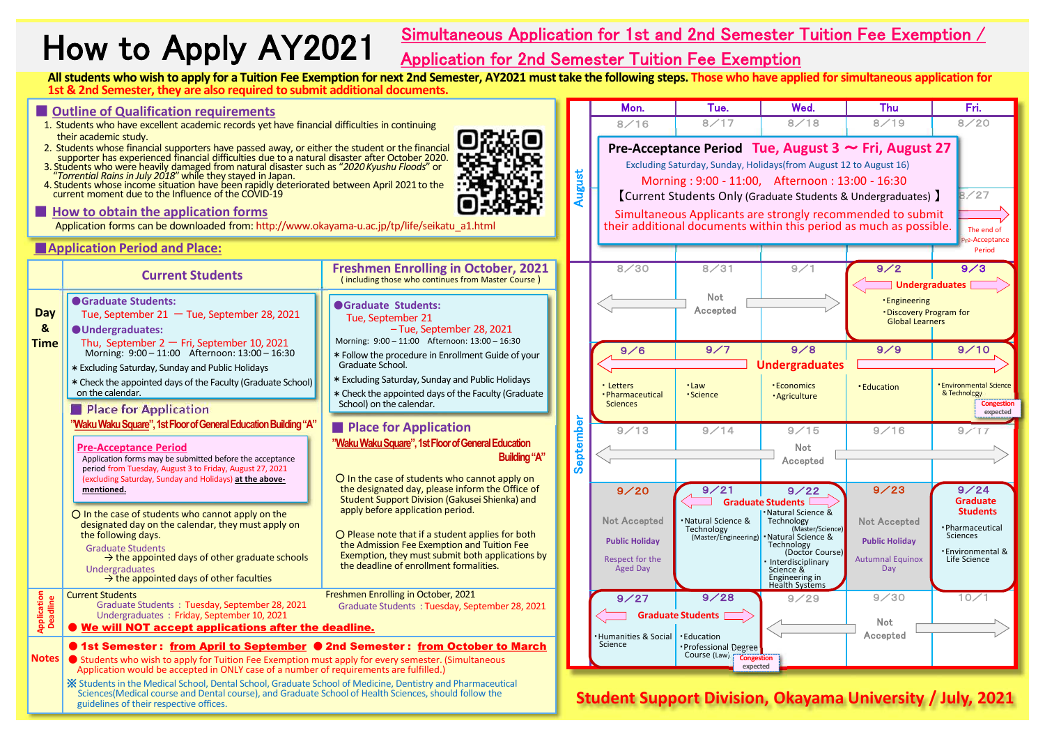# How to Apply AY2021

## Simultaneous Application for 1st and 2nd Semester Tuition Fee Exemption / Application for 2nd Semester Tuition Fee Exemption

**All students who wish to apply for a Tuition Fee Exemption for next 2nd Semester, AY2021 must take the following steps. Those who have applied for simultaneous application for 1st & 2nd Semester, they are also required to submit additional documents.**

### Outline of Qualification requirements

1. Students who have excellent academic records yet have financial difficulties in continuing their academic study.
2. Students whose financial supporters have passed away, or either the student or the financial supporter has experienced financial difficulties due to a natural disaster after October 2020.
3. Students who were heavily damaged from natural disaster such as *"2020 Kyushu Floods"* or *"Torrential Rains in July 2018"* while they stayed in Japan.
4. Students whose income situation have been rapidly deteriorated between April 2021 to the current moment due to the Influence of the COVID-19

### How to obtain the application forms

Application forms can be downloaded from: http://www.okayama-u.ac.jp/tp/life/seikatu_a1.html

### Application Period and Place:

| | Current Students | Freshmen Enrolling in October, 2021 (including those who continues from Master Course) |
|---|---|---|
| Day & Time | ●Graduate Students: Tue, September 21 ― Tue, September 28, 2021<br>●Undergraduates: Thu, September 2 ― Fri, September 10, 2021<br>Morning: 9:00 – 11:00 Afternoon: 13:00 – 16:30<br>＊Excluding Saturday, Sunday and Public Holidays<br>＊Check the appointed days of the Faculty (Graduate School) on the calendar.<br>**Place for Application**<br>"Waku Waku Square", 1st Floor of General Education Building "A"<br>**Pre-Acceptance Period**<br>Application forms may be submitted before the acceptance period from Tuesday, August 3 to Friday, August 27, 2021 (excluding Saturday, Sunday and Holidays) **at the above-mentioned.**<br>○ In the case of students who cannot apply on the designated day on the calendar, they must apply on the following days.<br>Graduate Students → the appointed days of other graduate schools<br>Undergraduates → the appointed days of other faculties | ●Graduate Students: Tue, September 21 – Tue, September 28, 2021<br>Morning: 9:00 – 11:00 Afternoon: 13:00 – 16:30<br>＊Follow the procedure in Enrollment Guide of your Graduate School.<br>＊Excluding Saturday, Sunday and Public Holidays<br>＊Check the appointed days of the Faculty (Graduate School) on the calendar.<br>**Place for Application**<br>"Waku Waku Square", 1st Floor of General Education Building "A"<br>○ In the case of students who cannot apply on the designated day, please inform the Office of Student Support Division (Gakusei Shienka) and apply before application period.<br>○ Please note that if a student applies for both the Admission Fee Exemption and Tuition Fee Exemption, they must submit both applications by the deadline of enrollment formalities. |
| Application Deadline | Current Students<br>Graduate Students : Tuesday, September 28, 2021<br>Undergraduates : Friday, September 10, 2021 | Freshmen Enrolling in October, 2021<br>Graduate Students : Tuesday, September 28, 2021 |

● **We will NOT accept applications after the deadline.**

**Notes**

● **1st Semester : from April to September ● 2nd Semester : from October to March**

● Students who wish to apply for Tuition Fee Exemption must apply for every semester. (Simultaneous Application would be accepted in ONLY case of a number of requirements are fulfilled.)

※ Students in the Medical School, Dental School, Graduate School of Medicine, Dentistry and Pharmaceutical Sciences(Medical course and Dental course), and Graduate School of Health Sciences, should follow the guidelines of their respective offices.

### Calendar

**August**

| Mon. | Tue. | Wed. | Thu | Fri. |
|---|---|---|---|---|
| 8/16 | 8/17 | 8/18 | 8/19 | 8/20 |
| | | | | 8/27 The end of Pre-Acceptance Period |

**Pre-Acceptance Period Tue, August 3 ～ Fri, August 27**
Excluding Saturday, Sunday, Holidays(from August 12 to August 16)
Morning : 9:00 - 11:00, Afternoon : 13:00 - 16:30
【Current Students Only (Graduate Students & Undergraduates) 】
Simultaneous Applicants are strongly recommended to submit their additional documents within this period as much as possible.

**September**

| Mon. | Tue. | Wed. | Thu | Fri. |
|---|---|---|---|---|
| 8/30 | 8/31 Not Accepted | 9/1 | 9/2 Undergraduates: ・Engineering ・Discovery Program for Global Learners | 9/3 Undergraduates |
| 9/6 Undergraduates: ・Letters ・Pharmaceutical Sciences | 9/7 Undergraduates: ・Law ・Science | 9/8 Undergraduates: ・Economics ・Agriculture | 9/9 Undergraduates: ・Education | 9/10 Undergraduates: ・Environmental Science & Technology (Congestion expected) |
| 9/13 | 9/14 | 9/15 Not Accepted | 9/16 | 9/17 |
| 9/20 Not Accepted, Public Holiday, Respect for the Aged Day | 9/21 Graduate Students: ・Natural Science & Technology (Master/Engineering) | 9/22 Graduate Students: ・Natural Science & Technology (Master/Science) ・Natural Science & Technology (Doctor Course) ・Interdisciplinary Science & Engineering in Health Systems | 9/23 Not Accepted, Public Holiday, Autumnal Equinox Day | 9/24 Graduate Students: ・Pharmaceutical Sciences ・Environmental & Life Science |
| 9/27 Graduate Students: ・Humanities & Social Science | 9/28 Graduate Students: ・Education ・Professional Degree Course (Law) (Congestion expected) | 9/29 | 9/30 Not Accepted | 10/1 |

**Student Support Division, Okayama University / July, 2021**